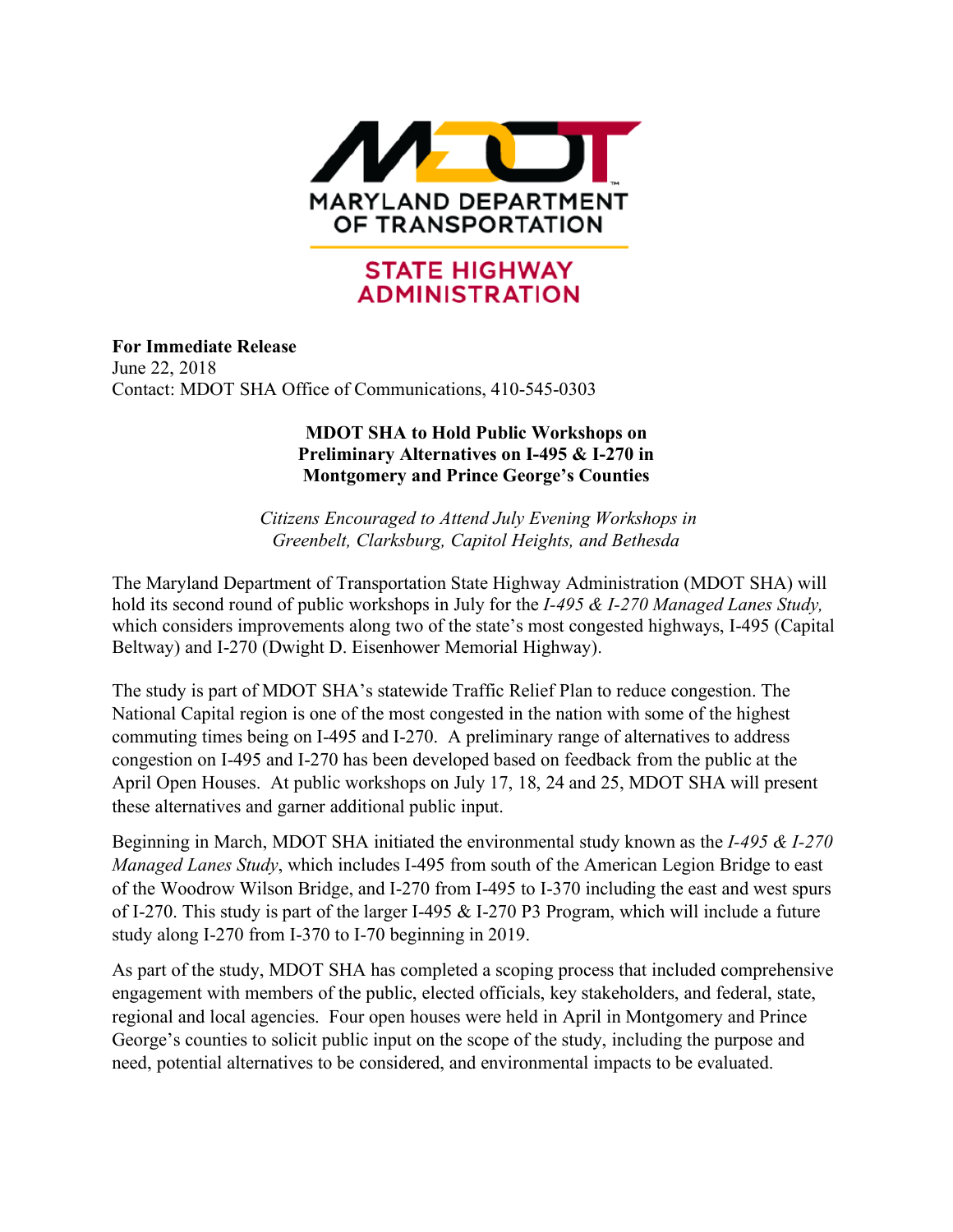MARYLAND DEPARTMENT OF TRANSPORTATION

STATE HIGHWAY ADMINISTRATION

**For Immediate Release**
June 22, 2018
Contact: MDOT SHA Office of Communications, 410-545-0303

**MDOT SHA to Hold Public Workshops on Preliminary Alternatives on I-495 & I-270 in Montgomery and Prince George's Counties**

*Citizens Encouraged to Attend July Evening Workshops in Greenbelt, Clarksburg, Capitol Heights, and Bethesda*

The Maryland Department of Transportation State Highway Administration (MDOT SHA) will hold its second round of public workshops in July for the *I-495 & I-270 Managed Lanes Study,* which considers improvements along two of the state's most congested highways, I-495 (Capital Beltway) and I-270 (Dwight D. Eisenhower Memorial Highway).

The study is part of MDOT SHA's statewide Traffic Relief Plan to reduce congestion. The National Capital region is one of the most congested in the nation with some of the highest commuting times being on I-495 and I-270. A preliminary range of alternatives to address congestion on I-495 and I-270 has been developed based on feedback from the public at the April Open Houses. At public workshops on July 17, 18, 24 and 25, MDOT SHA will present these alternatives and garner additional public input.

Beginning in March, MDOT SHA initiated the environmental study known as the *I-495 & I-270 Managed Lanes Study*, which includes I-495 from south of the American Legion Bridge to east of the Woodrow Wilson Bridge, and I-270 from I-495 to I-370 including the east and west spurs of I-270. This study is part of the larger I-495 & I-270 P3 Program, which will include a future study along I-270 from I-370 to I-70 beginning in 2019.

As part of the study, MDOT SHA has completed a scoping process that included comprehensive engagement with members of the public, elected officials, key stakeholders, and federal, state, regional and local agencies. Four open houses were held in April in Montgomery and Prince George's counties to solicit public input on the scope of the study, including the purpose and need, potential alternatives to be considered, and environmental impacts to be evaluated.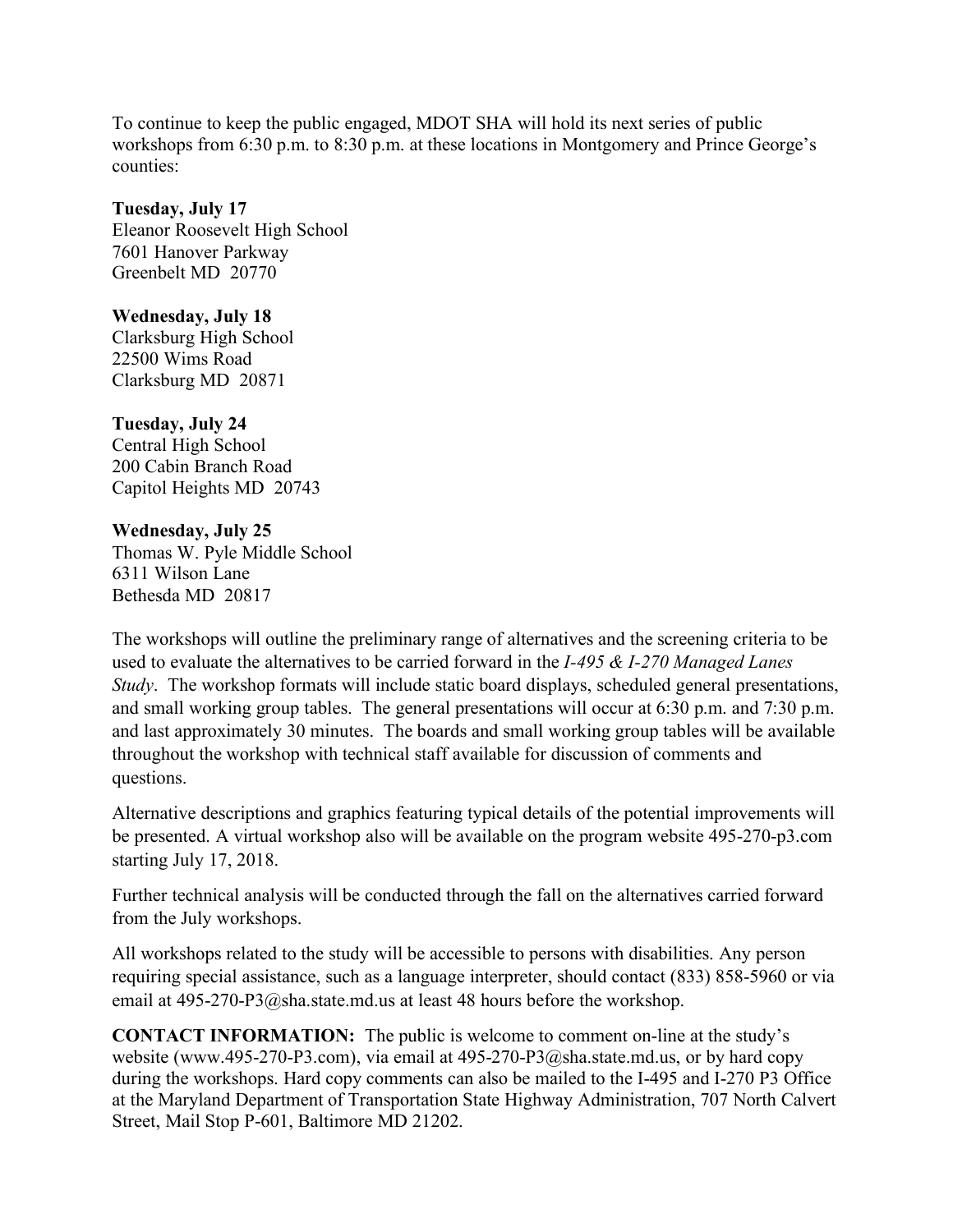To continue to keep the public engaged, MDOT SHA will hold its next series of public workshops from 6:30 p.m. to 8:30 p.m. at these locations in Montgomery and Prince George's counties:

**Tuesday, July 17**
Eleanor Roosevelt High School
7601 Hanover Parkway
Greenbelt MD 20770

**Wednesday, July 18**
Clarksburg High School
22500 Wims Road
Clarksburg MD 20871

**Tuesday, July 24**
Central High School
200 Cabin Branch Road
Capitol Heights MD 20743

**Wednesday, July 25**
Thomas W. Pyle Middle School
6311 Wilson Lane
Bethesda MD 20817

The workshops will outline the preliminary range of alternatives and the screening criteria to be used to evaluate the alternatives to be carried forward in the *I-495 & I-270 Managed Lanes Study*. The workshop formats will include static board displays, scheduled general presentations, and small working group tables. The general presentations will occur at 6:30 p.m. and 7:30 p.m. and last approximately 30 minutes. The boards and small working group tables will be available throughout the workshop with technical staff available for discussion of comments and questions.

Alternative descriptions and graphics featuring typical details of the potential improvements will be presented. A virtual workshop also will be available on the program website 495-270-p3.com starting July 17, 2018.

Further technical analysis will be conducted through the fall on the alternatives carried forward from the July workshops.

All workshops related to the study will be accessible to persons with disabilities. Any person requiring special assistance, such as a language interpreter, should contact (833) 858-5960 or via email at 495-270-P3@sha.state.md.us at least 48 hours before the workshop.

**CONTACT INFORMATION:** The public is welcome to comment on-line at the study's website (www.495-270-P3.com), via email at 495-270-P3@sha.state.md.us, or by hard copy during the workshops. Hard copy comments can also be mailed to the I-495 and I-270 P3 Office at the Maryland Department of Transportation State Highway Administration, 707 North Calvert Street, Mail Stop P-601, Baltimore MD 21202.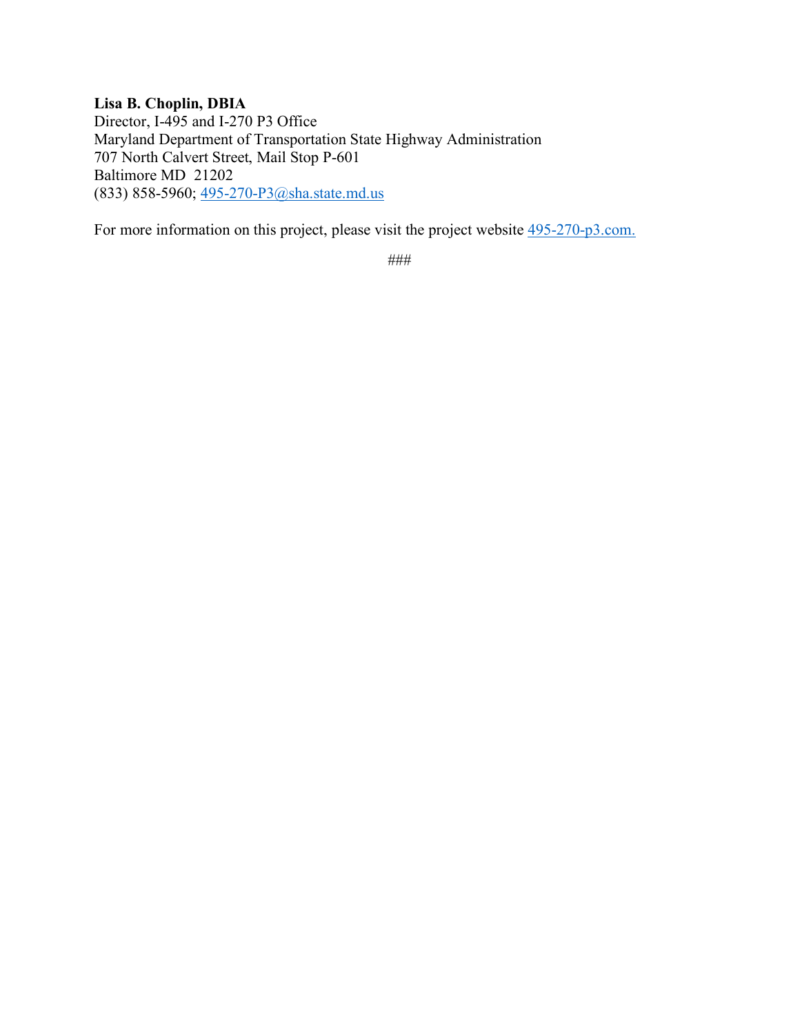**Lisa B. Choplin, DBIA**
Director, I-495 and I-270 P3 Office
Maryland Department of Transportation State Highway Administration
707 North Calvert Street, Mail Stop P-601
Baltimore MD 21202
(833) 858-5960; 495-270-P3@sha.state.md.us

For more information on this project, please visit the project website 495-270-p3.com.

###